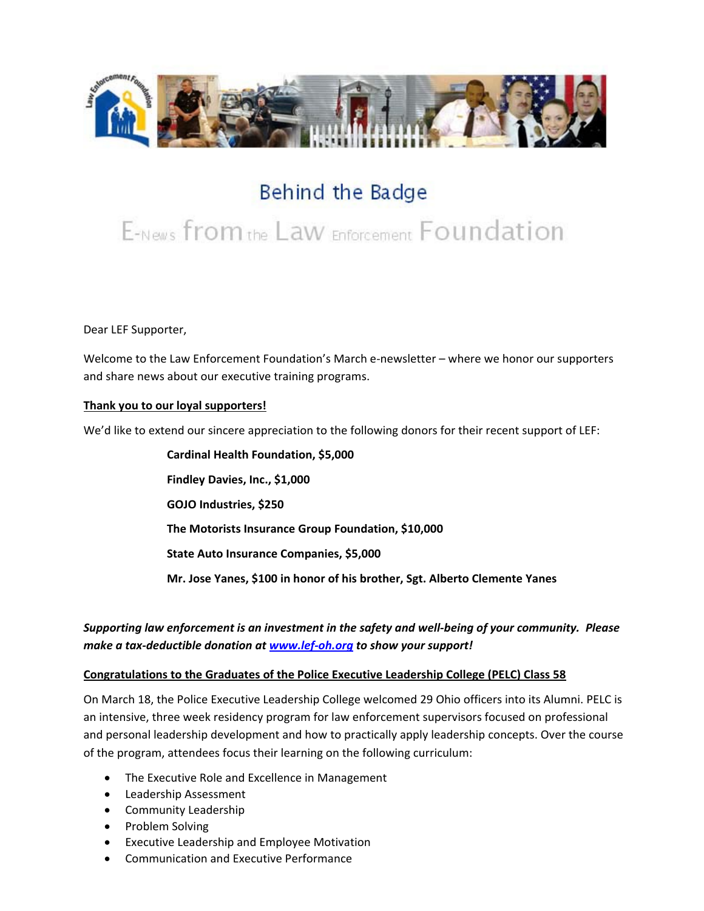# Behind the Badge

## E-News from the Law Enforcement Foundation

Dear LEF Supporter,

Welcome to the Law Enforcement Foundation's March e-newsletter – where we honor our supporters and share news about our executive training programs.

**Thank you to our loyal supporters!**

We'd like to extend our sincere appreciation to the following donors for their recent support of LEF:

**Cardinal Health Foundation, $5,000**

**Findley Davies, Inc., $1,000**

**GOJO Industries, $250**

**The Motorists Insurance Group Foundation, $10,000**

**State Auto Insurance Companies, $5,000**

**Mr. Jose Yanes, $100 in honor of his brother, Sgt. Alberto Clemente Yanes**

***Supporting law enforcement is an investment in the safety and well-being of your community. Please make a tax-deductible donation at [www.lef-oh.org](http://www.lef-oh.org) to show your support!***

**Congratulations to the Graduates of the Police Executive Leadership College (PELC) Class 58**

On March 18, the Police Executive Leadership College welcomed 29 Ohio officers into its Alumni. PELC is an intensive, three week residency program for law enforcement supervisors focused on professional and personal leadership development and how to practically apply leadership concepts. Over the course of the program, attendees focus their learning on the following curriculum:

- The Executive Role and Excellence in Management
- Leadership Assessment
- Community Leadership
- Problem Solving
- Executive Leadership and Employee Motivation
- Communication and Executive Performance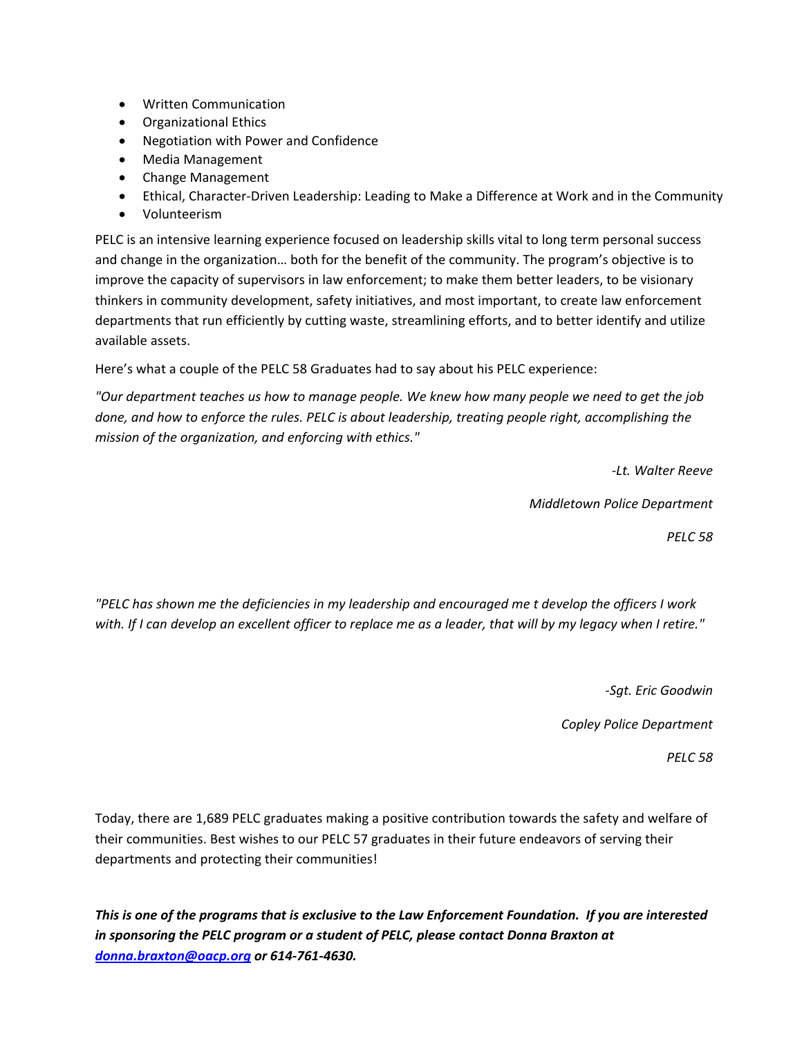- Written Communication
- Organizational Ethics
- Negotiation with Power and Confidence
- Media Management
- Change Management
- Ethical, Character-Driven Leadership: Leading to Make a Difference at Work and in the Community
- Volunteerism

PELC is an intensive learning experience focused on leadership skills vital to long term personal success and change in the organization… both for the benefit of the community. The program's objective is to improve the capacity of supervisors in law enforcement; to make them better leaders, to be visionary thinkers in community development, safety initiatives, and most important, to create law enforcement departments that run efficiently by cutting waste, streamlining efforts, and to better identify and utilize available assets.

Here's what a couple of the PELC 58 Graduates had to say about his PELC experience:

*"Our department teaches us how to manage people. We knew how many people we need to get the job done, and how to enforce the rules. PELC is about leadership, treating people right, accomplishing the mission of the organization, and enforcing with ethics."*

*-Lt. Walter Reeve*

*Middletown Police Department*

*PELC 58*

*"PELC has shown me the deficiencies in my leadership and encouraged me t develop the officers I work with. If I can develop an excellent officer to replace me as a leader, that will by my legacy when I retire."*

*-Sgt. Eric Goodwin*

*Copley Police Department*

*PELC 58*

Today, there are 1,689 PELC graduates making a positive contribution towards the safety and welfare of their communities. Best wishes to our PELC 57 graduates in their future endeavors of serving their departments and protecting their communities!

***This is one of the programs that is exclusive to the Law Enforcement Foundation. If you are interested in sponsoring the PELC program or a student of PELC, please contact Donna Braxton at [donna.braxton@oacp.org](mailto:donna.braxton@oacp.org) or 614-761-4630.***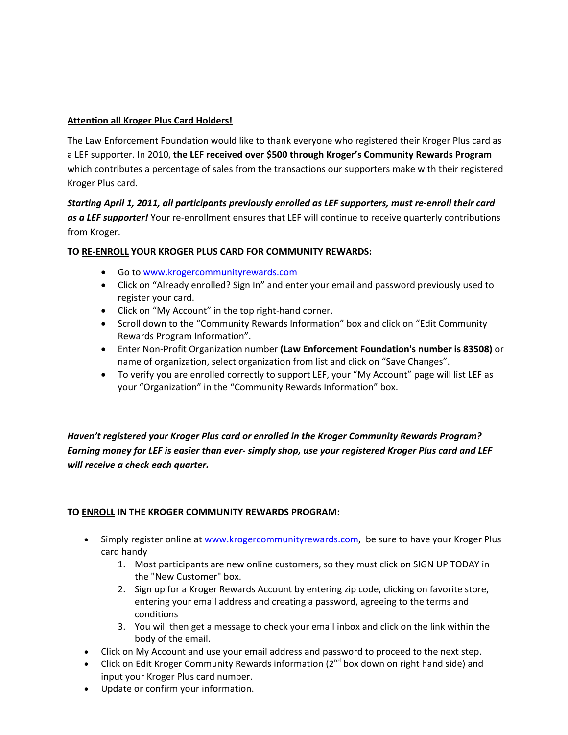**Attention all Kroger Plus Card Holders!**

The Law Enforcement Foundation would like to thank everyone who registered their Kroger Plus card as a LEF supporter. In 2010, **the LEF received over $500 through Kroger's Community Rewards Program** which contributes a percentage of sales from the transactions our supporters make with their registered Kroger Plus card.

***Starting April 1, 2011, all participants previously enrolled as LEF supporters, must re-enroll their card as a LEF supporter!*** Your re-enrollment ensures that LEF will continue to receive quarterly contributions from Kroger.

**TO RE-ENROLL YOUR KROGER PLUS CARD FOR COMMUNITY REWARDS:**

- Go to www.krogercommunityrewards.com
- Click on "Already enrolled? Sign In" and enter your email and password previously used to register your card.
- Click on "My Account" in the top right-hand corner.
- Scroll down to the "Community Rewards Information" box and click on "Edit Community Rewards Program Information".
- Enter Non-Profit Organization number **(Law Enforcement Foundation's number is 83508)** or name of organization, select organization from list and click on "Save Changes".
- To verify you are enrolled correctly to support LEF, your "My Account" page will list LEF as your "Organization" in the "Community Rewards Information" box.

***Haven't registered your Kroger Plus card or enrolled in the Kroger Community Rewards Program?***
***Earning money for LEF is easier than ever- simply shop, use your registered Kroger Plus card and LEF will receive a check each quarter.***

**TO ENROLL IN THE KROGER COMMUNITY REWARDS PROGRAM:**

- Simply register online at www.krogercommunityrewards.com, be sure to have your Kroger Plus card handy
    1. Most participants are new online customers, so they must click on SIGN UP TODAY in the "New Customer" box.
    2. Sign up for a Kroger Rewards Account by entering zip code, clicking on favorite store, entering your email address and creating a password, agreeing to the terms and conditions
    3. You will then get a message to check your email inbox and click on the link within the body of the email.
- Click on My Account and use your email address and password to proceed to the next step.
- Click on Edit Kroger Community Rewards information (2nd box down on right hand side) and input your Kroger Plus card number.
- Update or confirm your information.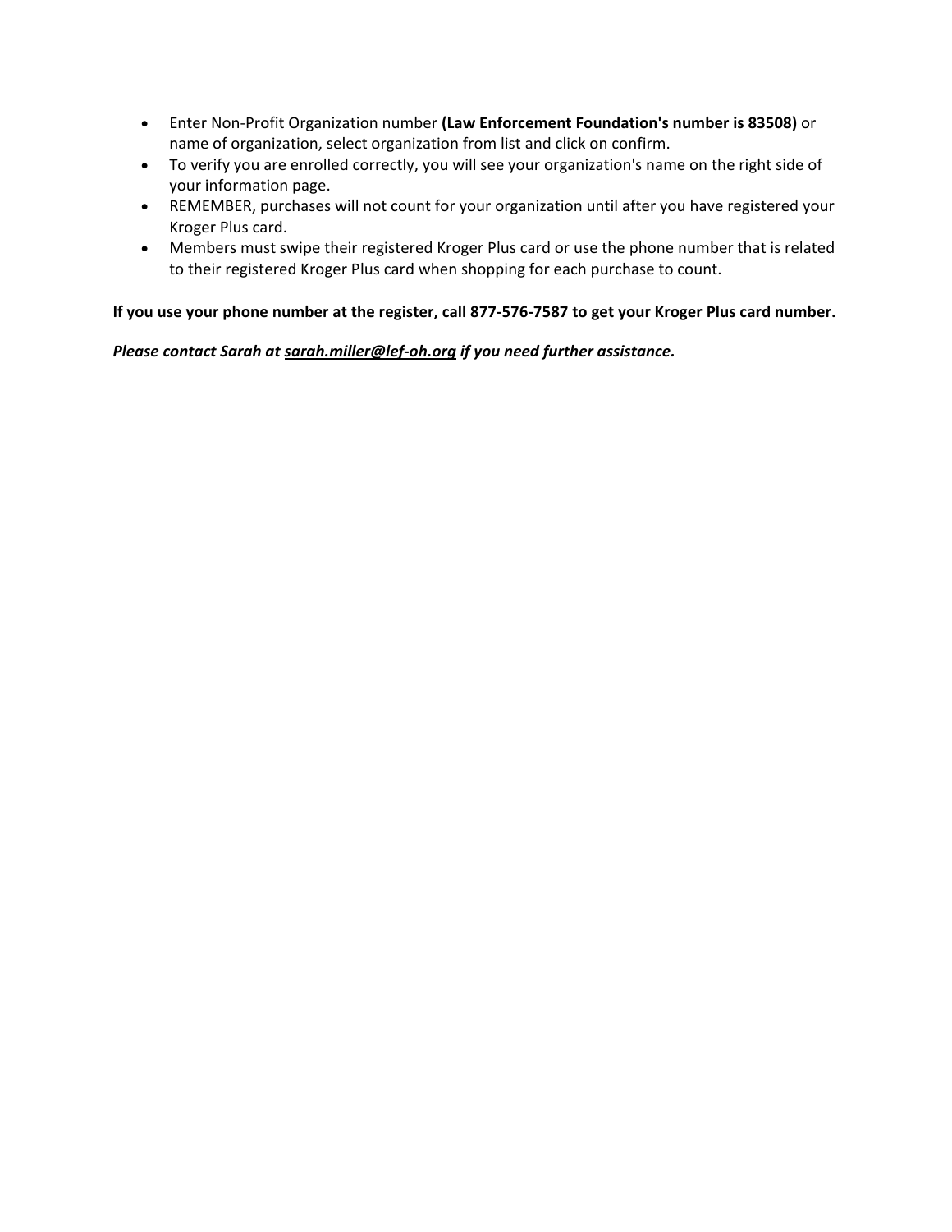- Enter Non-Profit Organization number **(Law Enforcement Foundation's number is 83508)** or name of organization, select organization from list and click on confirm.
- To verify you are enrolled correctly, you will see your organization's name on the right side of your information page.
- REMEMBER, purchases will not count for your organization until after you have registered your Kroger Plus card.
- Members must swipe their registered Kroger Plus card or use the phone number that is related to their registered Kroger Plus card when shopping for each purchase to count.

**If you use your phone number at the register, call 877-576-7587 to get your Kroger Plus card number.**

***Please contact Sarah at sarah.miller@lef-oh.org if you need further assistance.***